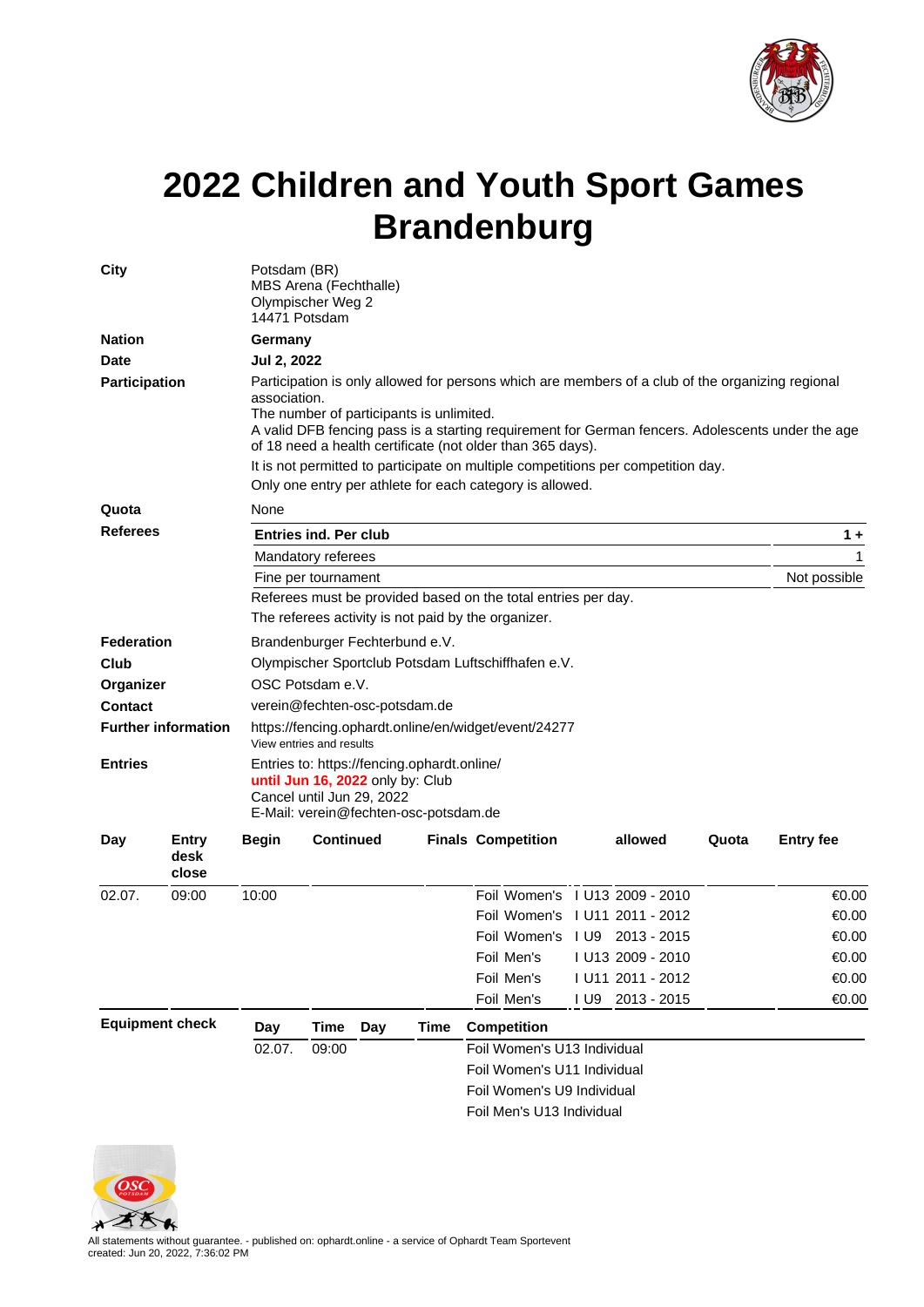# 2022 Children and Youth Sport Games Brandenburg

**City**
Potsdam (BR)
MBS Arena (Fechthalle)
Olympischer Weg 2
14471 Potsdam

**Nation**
**Germany**

**Date**
**Jul 2, 2022**

**Participation**
Participation is only allowed for persons which are members of a club of the organizing regional association.
The number of participants is unlimited.
A valid DFB fencing pass is a starting requirement for German fencers. Adolescents under the age of 18 need a health certificate (not older than 365 days).
It is not permitted to participate on multiple competitions per competition day.
Only one entry per athlete for each category is allowed.

**Quota**
None

**Referees**

| **Entries ind. Per club** | **1 +** |
|---|---|
| Mandatory referees | 1 |
| Fine per tournament | Not possible |

Referees must be provided based on the total entries per day.
The referees activity is not paid by the organizer.

**Federation**
Brandenburger Fechterbund e.V.

**Club**
Olympischer Sportclub Potsdam Luftschiffhafen e.V.

**Organizer**
OSC Potsdam e.V.

**Contact**
verein@fechten-osc-potsdam.de

**Further information**
https://fencing.ophardt.online/en/widget/event/24277
View entries and results

**Entries**
Entries to: https://fencing.ophardt.online/
**until Jun 16, 2022** only by: Club
Cancel until Jun 29, 2022
E-Mail: verein@fechten-osc-potsdam.de

| Day | Entry desk close | Begin | Continued | Finals | Competition | | allowed | Quota | Entry fee |
|---|---|---|---|---|---|---|---|---|---|
| 02.07. | 09:00 | 10:00 | | | Foil Women's | I U13 | 2009 - 2010 | | €0.00 |
| | | | | | Foil Women's | I U11 | 2011 - 2012 | | €0.00 |
| | | | | | Foil Women's | I U9 | 2013 - 2015 | | €0.00 |
| | | | | | Foil Men's | I U13 | 2009 - 2010 | | €0.00 |
| | | | | | Foil Men's | I U11 | 2011 - 2012 | | €0.00 |
| | | | | | Foil Men's | I U9 | 2013 - 2015 | | €0.00 |

**Equipment check**

| Day | Time | Day | Time | Competition |
|---|---|---|---|---|
| 02.07. | 09:00 | | | Foil Women's U13 Individual |
| | | | | Foil Women's U11 Individual |
| | | | | Foil Women's U9 Individual |
| | | | | Foil Men's U13 Individual |

All statements without guarantee. - published on: ophardt.online - a service of Ophardt Team Sportevent
created: Jun 20, 2022, 7:36:02 PM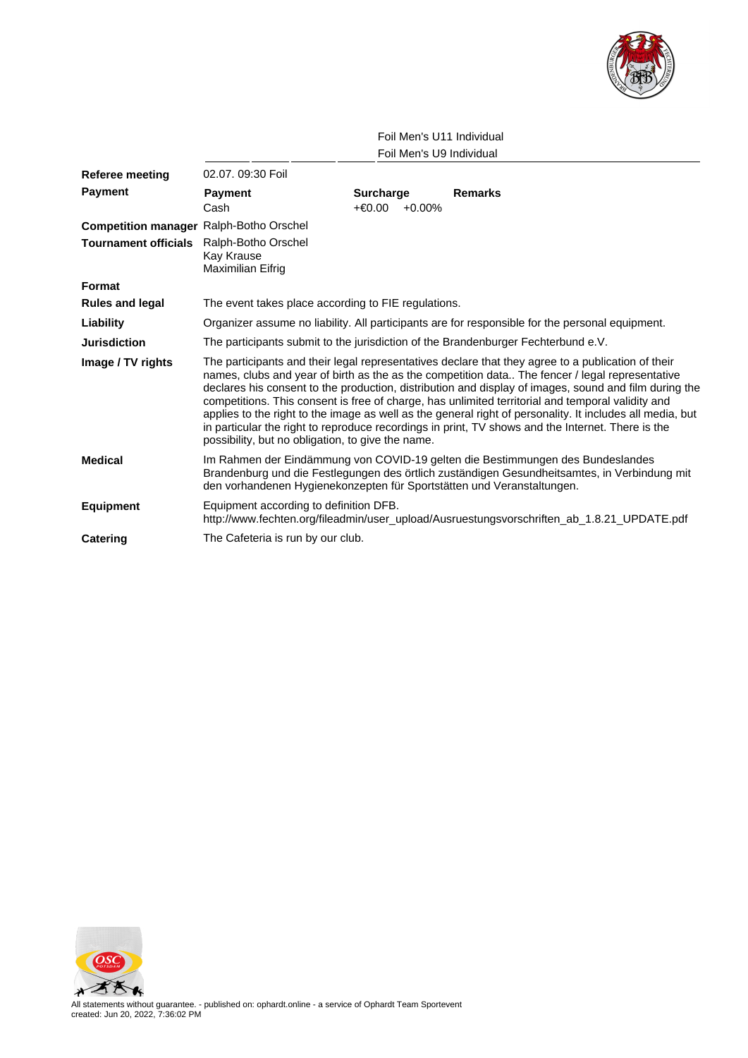Foil Men's U11 Individual
Foil Men's U9 Individual

| | | | |
|---|---|---|---|
| **Referee meeting** | 02.07. 09:30 Foil | | |
| **Payment** | **Payment**<br>Cash | **Surcharge**<br>+€0.00 +0.00% | **Remarks** |
| **Competition manager** | Ralph-Botho Orschel | | |
| **Tournament officials** | Ralph-Botho Orschel<br>Kay Krause<br>Maximilian Eifrig | | |
| **Format** | | | |
| **Rules and legal** | The event takes place according to FIE regulations. | | |
| **Liability** | Organizer assume no liability. All participants are for responsible for the personal equipment. | | |
| **Jurisdiction** | The participants submit to the jurisdiction of the Brandenburger Fechterbund e.V. | | |
| **Image / TV rights** | The participants and their legal representatives declare that they agree to a publication of their names, clubs and year of birth as the as the competition data.. The fencer / legal representative declares his consent to the production, distribution and display of images, sound and film during the competitions. This consent is free of charge, has unlimited territorial and temporal validity and applies to the right to the image as well as the general right of personality. It includes all media, but in particular the right to reproduce recordings in print, TV shows and the Internet. There is the possibility, but no obligation, to give the name. | | |
| **Medical** | Im Rahmen der Eindämmung von COVID-19 gelten die Bestimmungen des Bundeslandes Brandenburg und die Festlegungen des örtlich zuständigen Gesundheitsamtes, in Verbindung mit den vorhandenen Hygienekonzepten für Sportstätten und Veranstaltungen. | | |
| **Equipment** | Equipment according to definition DFB.<br>http://www.fechten.org/fileadmin/user_upload/Ausruestungsvorschriften_ab_1.8.21_UPDATE.pdf | | |
| **Catering** | The Cafeteria is run by our club. | | |

All statements without guarantee. - published on: ophardt.online - a service of Ophardt Team Sportevent
created: Jun 20, 2022, 7:36:02 PM